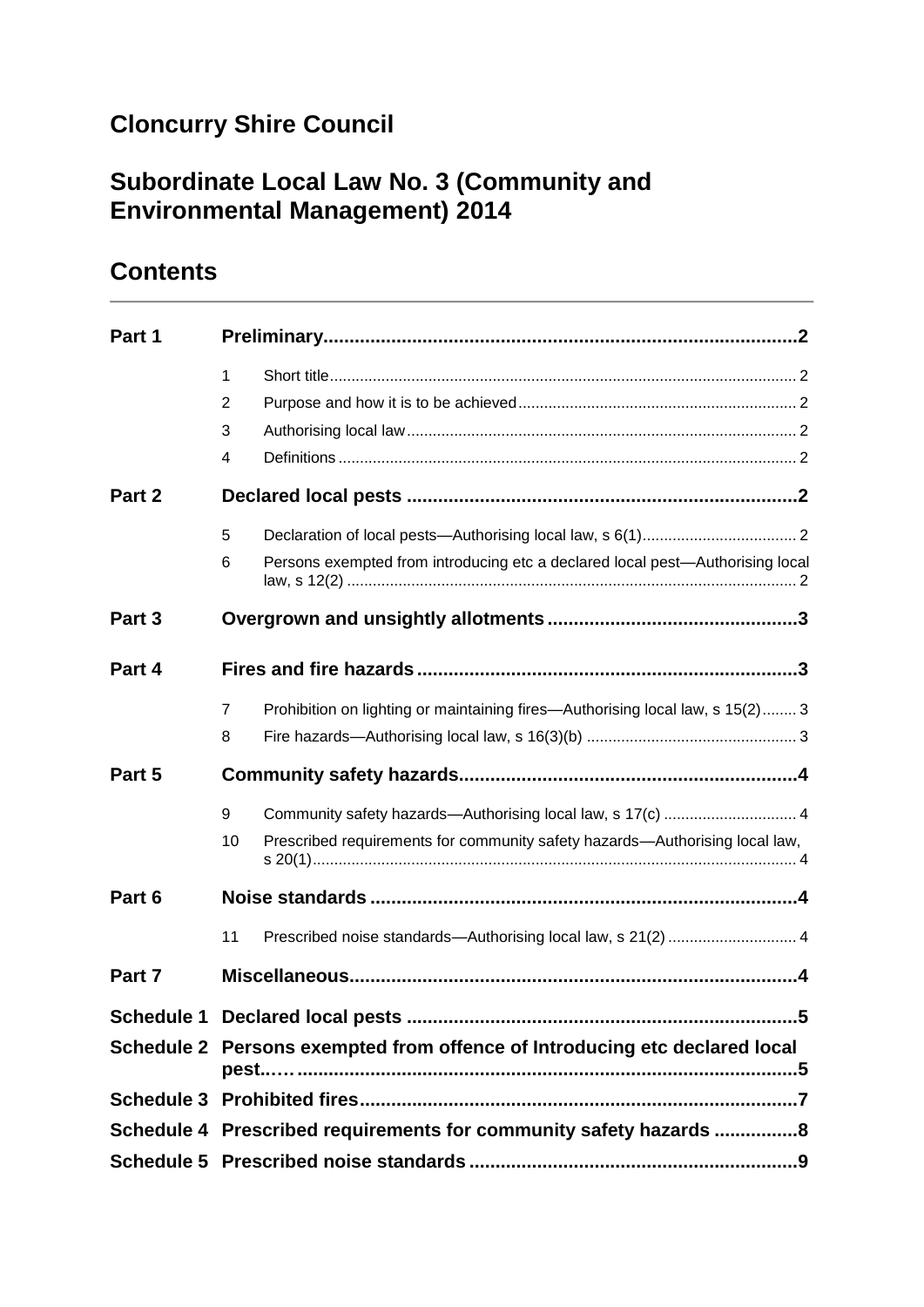# Cloncurry Shire Council

# Subordinate Local Law No. 3 (Community and Environmental Management) 2014

## Contents

| | | | |
|---|---|---|---|
| **Part 1** | **Preliminary** | | **2** |
| | 1 | Short title | 2 |
| | 2 | Purpose and how it is to be achieved | 2 |
| | 3 | Authorising local law | 2 |
| | 4 | Definitions | 2 |
| **Part 2** | **Declared local pests** | | **2** |
| | 5 | Declaration of local pests—Authorising local law, s 6(1) | 2 |
| | 6 | Persons exempted from introducing etc a declared local pest—Authorising local law, s 12(2) | 2 |
| **Part 3** | **Overgrown and unsightly allotments** | | **3** |
| **Part 4** | **Fires and fire hazards** | | **3** |
| | 7 | Prohibition on lighting or maintaining fires—Authorising local law, s 15(2) | 3 |
| | 8 | Fire hazards—Authorising local law, s 16(3)(b) | 3 |
| **Part 5** | **Community safety hazards** | | **4** |
| | 9 | Community safety hazards—Authorising local law, s 17(c) | 4 |
| | 10 | Prescribed requirements for community safety hazards—Authorising local law, s 20(1) | 4 |
| **Part 6** | **Noise standards** | | **4** |
| | 11 | Prescribed noise standards—Authorising local law, s 21(2) | 4 |
| **Part 7** | **Miscellaneous** | | **4** |
| **Schedule 1** | **Declared local pests** | | **5** |
| **Schedule 2** | **Persons exempted from offence of Introducing etc declared local pest..…** | | **5** |
| **Schedule 3** | **Prohibited fires** | | **7** |
| **Schedule 4** | **Prescribed requirements for community safety hazards** | | **8** |
| **Schedule 5** | **Prescribed noise standards** | | **9** |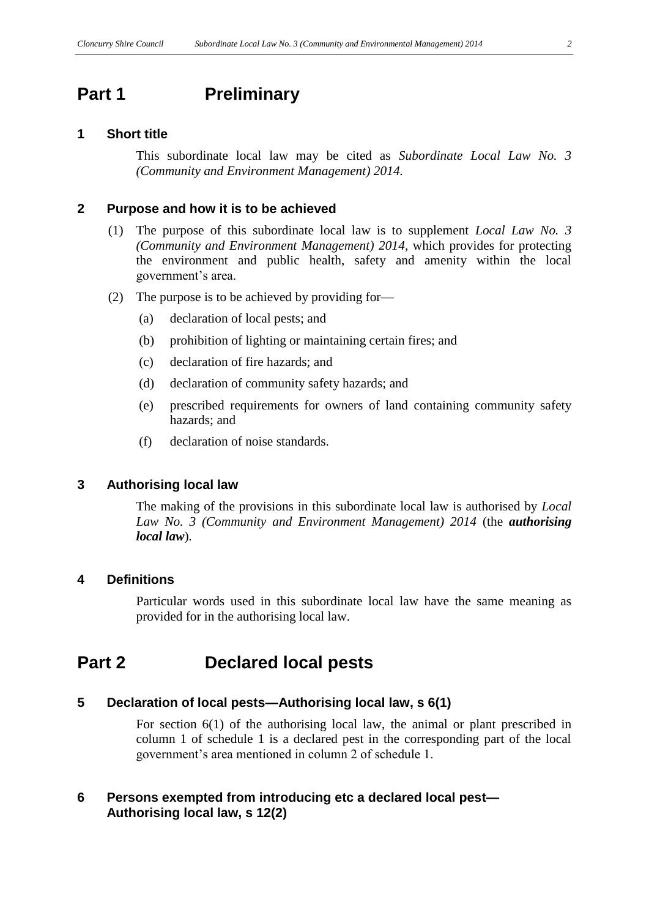# Part 1 Preliminary

## 1 Short title

This subordinate local law may be cited as *Subordinate Local Law No. 3 (Community and Environment Management) 2014.*

## 2 Purpose and how it is to be achieved

(1) The purpose of this subordinate local law is to supplement *Local Law No. 3 (Community and Environment Management) 2014*, which provides for protecting the environment and public health, safety and amenity within the local government's area.

(2) The purpose is to be achieved by providing for—

(a) declaration of local pests; and

(b) prohibition of lighting or maintaining certain fires; and

(c) declaration of fire hazards; and

(d) declaration of community safety hazards; and

(e) prescribed requirements for owners of land containing community safety hazards; and

(f) declaration of noise standards.

## 3 Authorising local law

The making of the provisions in this subordinate local law is authorised by *Local Law No. 3 (Community and Environment Management) 2014* (the ***authorising local law***).

## 4 Definitions

Particular words used in this subordinate local law have the same meaning as provided for in the authorising local law.

# Part 2 Declared local pests

## 5 Declaration of local pests—Authorising local law, s 6(1)

For section 6(1) of the authorising local law, the animal or plant prescribed in column 1 of schedule 1 is a declared pest in the corresponding part of the local government's area mentioned in column 2 of schedule 1.

## 6 Persons exempted from introducing etc a declared local pest—Authorising local law, s 12(2)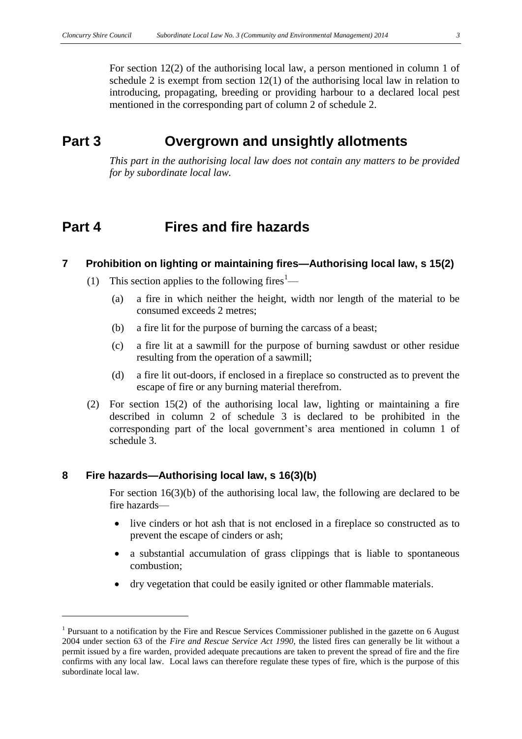For section 12(2) of the authorising local law, a person mentioned in column 1 of schedule 2 is exempt from section 12(1) of the authorising local law in relation to introducing, propagating, breeding or providing harbour to a declared local pest mentioned in the corresponding part of column 2 of schedule 2.

# Part 3 Overgrown and unsightly allotments

*This part in the authorising local law does not contain any matters to be provided for by subordinate local law.*

# Part 4 Fires and fire hazards

## 7 Prohibition on lighting or maintaining fires—Authorising local law, s 15(2)

(1) This section applies to the following fires[1]—

(a) a fire in which neither the height, width nor length of the material to be consumed exceeds 2 metres;

(b) a fire lit for the purpose of burning the carcass of a beast;

(c) a fire lit at a sawmill for the purpose of burning sawdust or other residue resulting from the operation of a sawmill;

(d) a fire lit out-doors, if enclosed in a fireplace so constructed as to prevent the escape of fire or any burning material therefrom.

(2) For section 15(2) of the authorising local law, lighting or maintaining a fire described in column 2 of schedule 3 is declared to be prohibited in the corresponding part of the local government's area mentioned in column 1 of schedule 3.

## 8 Fire hazards—Authorising local law, s 16(3)(b)

For section 16(3)(b) of the authorising local law, the following are declared to be fire hazards—

- live cinders or hot ash that is not enclosed in a fireplace so constructed as to prevent the escape of cinders or ash;
- a substantial accumulation of grass clippings that is liable to spontaneous combustion;
- dry vegetation that could be easily ignited or other flammable materials.

---

[1] Pursuant to a notification by the Fire and Rescue Services Commissioner published in the gazette on 6 August 2004 under section 63 of the *Fire and Rescue Service Act 1990*, the listed fires can generally be lit without a permit issued by a fire warden, provided adequate precautions are taken to prevent the spread of fire and the fire confirms with any local law. Local laws can therefore regulate these types of fire, which is the purpose of this subordinate local law.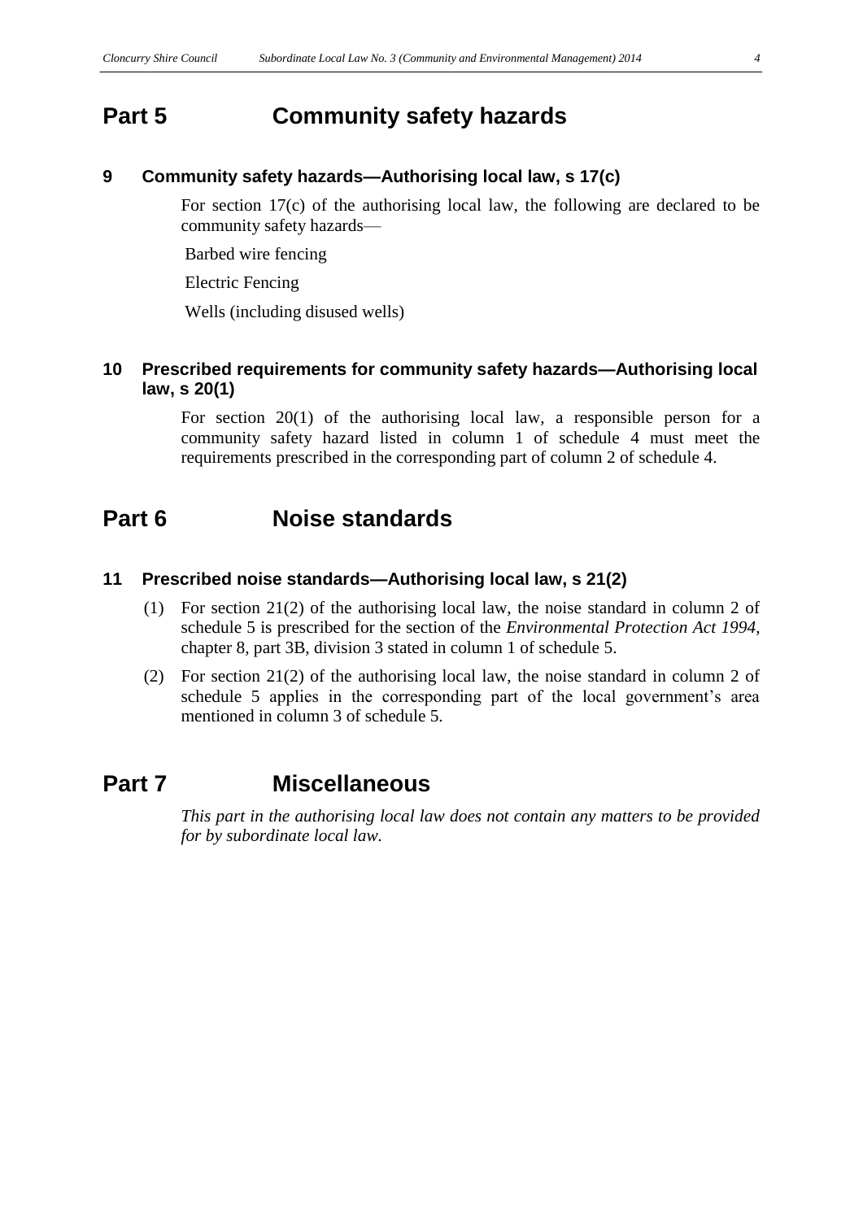# Part 5 Community safety hazards

## 9 Community safety hazards—Authorising local law, s 17(c)

For section 17(c) of the authorising local law, the following are declared to be community safety hazards—

Barbed wire fencing

Electric Fencing

Wells (including disused wells)

## 10 Prescribed requirements for community safety hazards—Authorising local law, s 20(1)

For section 20(1) of the authorising local law, a responsible person for a community safety hazard listed in column 1 of schedule 4 must meet the requirements prescribed in the corresponding part of column 2 of schedule 4.

# Part 6 Noise standards

## 11 Prescribed noise standards—Authorising local law, s 21(2)

(1) For section 21(2) of the authorising local law, the noise standard in column 2 of schedule 5 is prescribed for the section of the *Environmental Protection Act 1994*, chapter 8, part 3B, division 3 stated in column 1 of schedule 5.

(2) For section 21(2) of the authorising local law, the noise standard in column 2 of schedule 5 applies in the corresponding part of the local government's area mentioned in column 3 of schedule 5.

# Part 7 Miscellaneous

*This part in the authorising local law does not contain any matters to be provided for by subordinate local law.*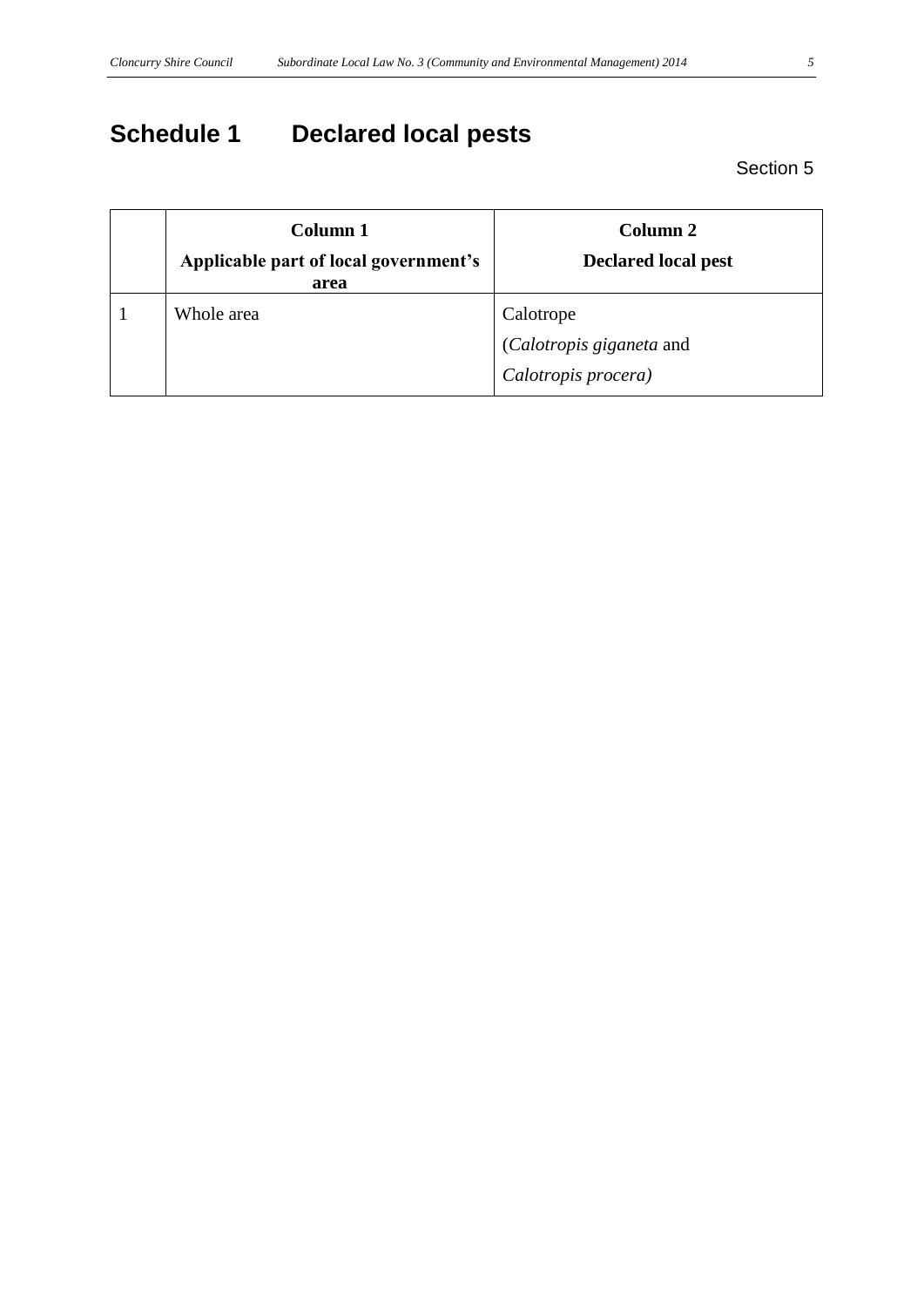# Schedule 1 Declared local pests

Section 5

| | Column 1<br>Applicable part of local government's area | Column 2<br>Declared local pest |
|---|---|---|
| 1 | Whole area | Calotrope<br>(*Calotropis giganeta* and<br>*Calotropis procera)* |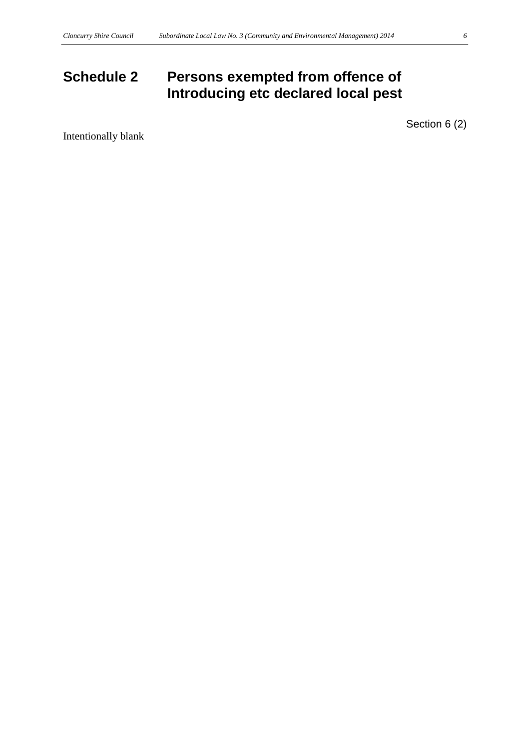# Schedule 2 Persons exempted from offence of Introducing etc declared local pest

Section 6 (2)

Intentionally blank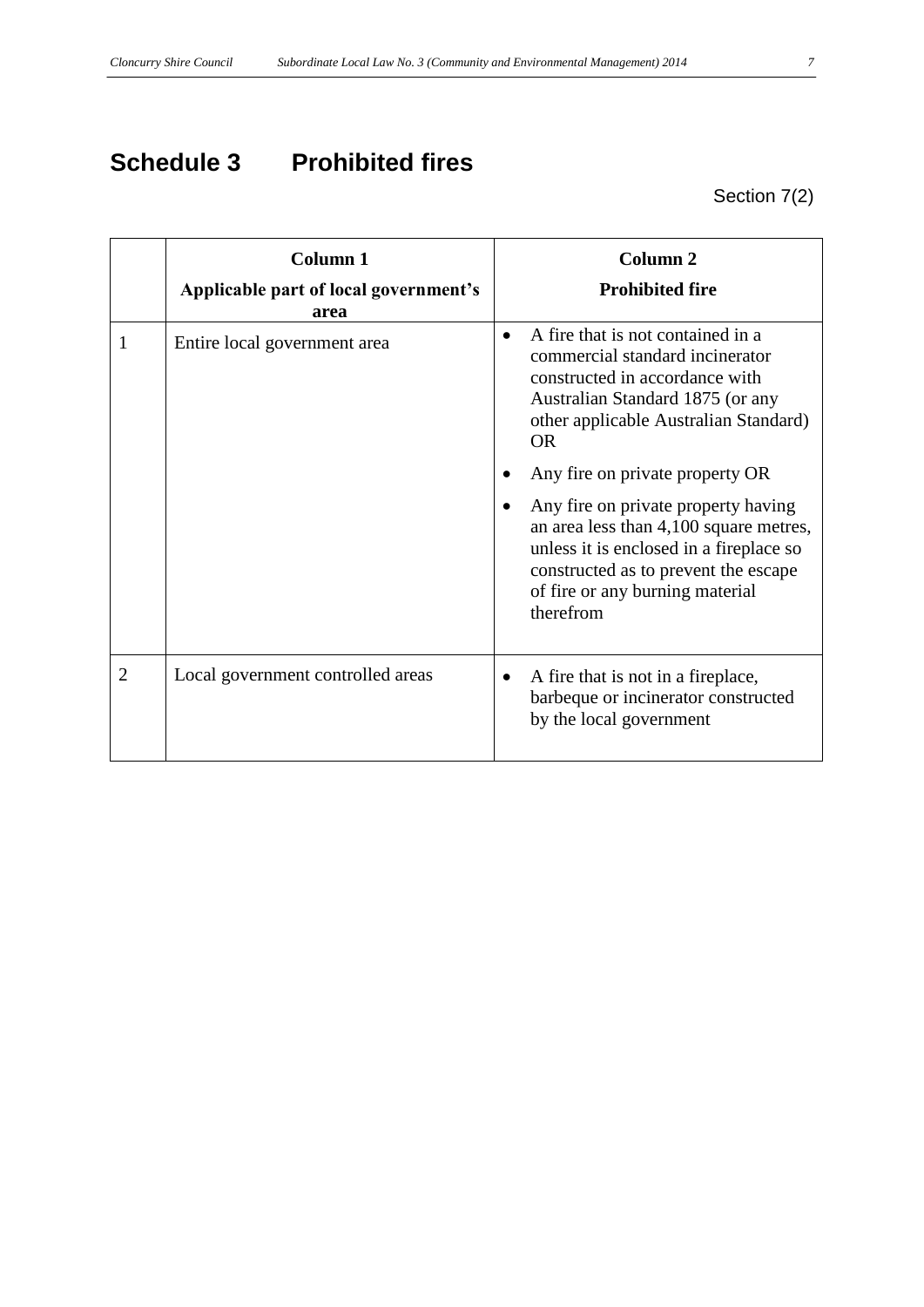# Schedule 3 Prohibited fires

Section 7(2)

| | Column 1<br>Applicable part of local government's area | Column 2<br>Prohibited fire |
|---|---|---|
| 1 | Entire local government area | • A fire that is not contained in a commercial standard incinerator constructed in accordance with Australian Standard 1875 (or any other applicable Australian Standard) OR<br>• Any fire on private property OR<br>• Any fire on private property having an area less than 4,100 square metres, unless it is enclosed in a fireplace so constructed as to prevent the escape of fire or any burning material therefrom |
| 2 | Local government controlled areas | • A fire that is not in a fireplace, barbeque or incinerator constructed by the local government |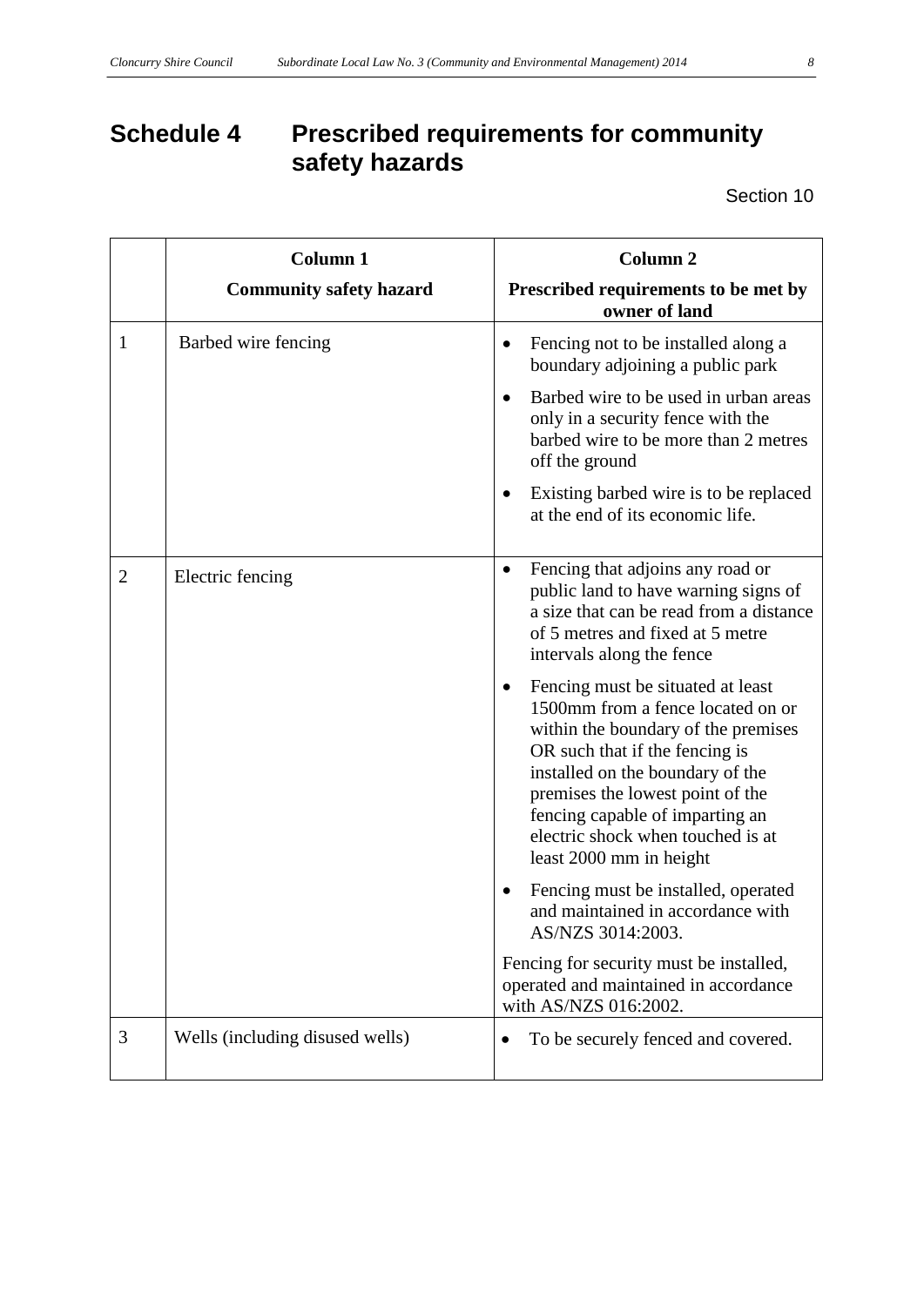# Schedule 4 Prescribed requirements for community safety hazards

Section 10

| | Column 1<br>Community safety hazard | Column 2<br>Prescribed requirements to be met by owner of land |
|---|---|---|
| 1 | Barbed wire fencing | • Fencing not to be installed along a boundary adjoining a public park<br>• Barbed wire to be used in urban areas only in a security fence with the barbed wire to be more than 2 metres off the ground<br>• Existing barbed wire is to be replaced at the end of its economic life. |
| 2 | Electric fencing | • Fencing that adjoins any road or public land to have warning signs of a size that can be read from a distance of 5 metres and fixed at 5 metre intervals along the fence<br>• Fencing must be situated at least 1500mm from a fence located on or within the boundary of the premises OR such that if the fencing is installed on the boundary of the premises the lowest point of the fencing capable of imparting an electric shock when touched is at least 2000 mm in height<br>• Fencing must be installed, operated and maintained in accordance with AS/NZS 3014:2003.<br>Fencing for security must be installed, operated and maintained in accordance with AS/NZS 016:2002. |
| 3 | Wells (including disused wells) | • To be securely fenced and covered. |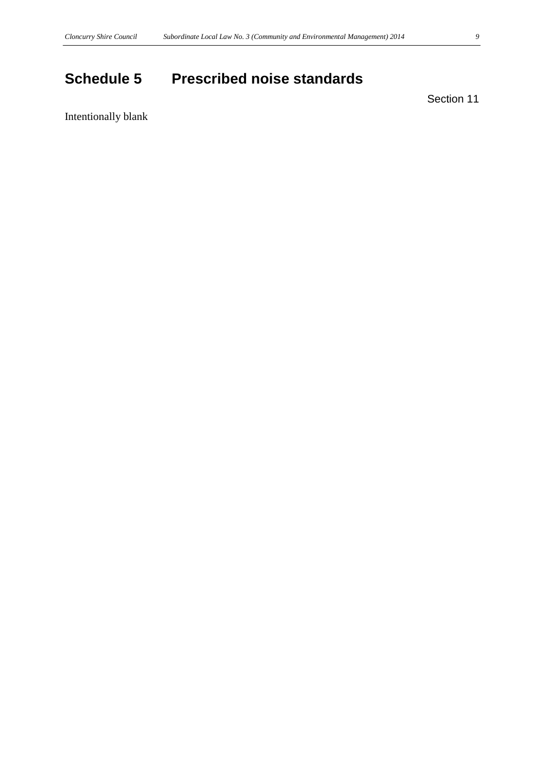# Schedule 5 Prescribed noise standards

Section 11

Intentionally blank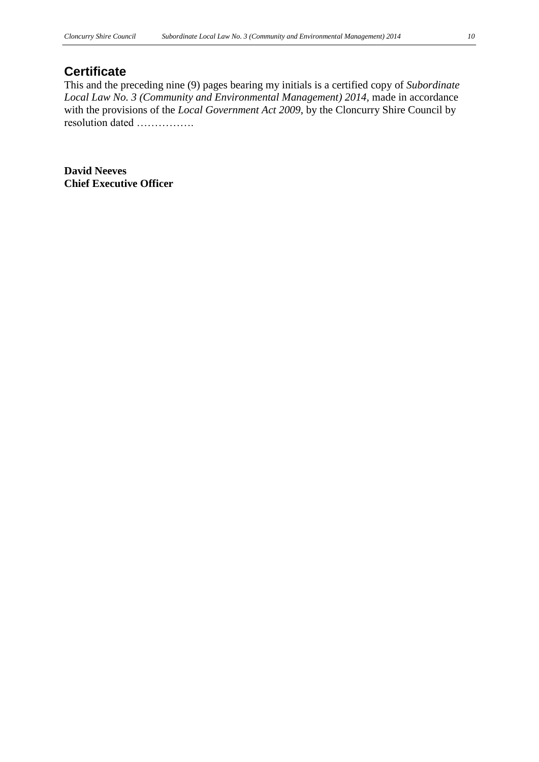## Certificate

This and the preceding nine (9) pages bearing my initials is a certified copy of *Subordinate Local Law No. 3 (Community and Environmental Management) 2014*, made in accordance with the provisions of the *Local Government Act 2009*, by the Cloncurry Shire Council by resolution dated …………….

**David Neeves**
**Chief Executive Officer**